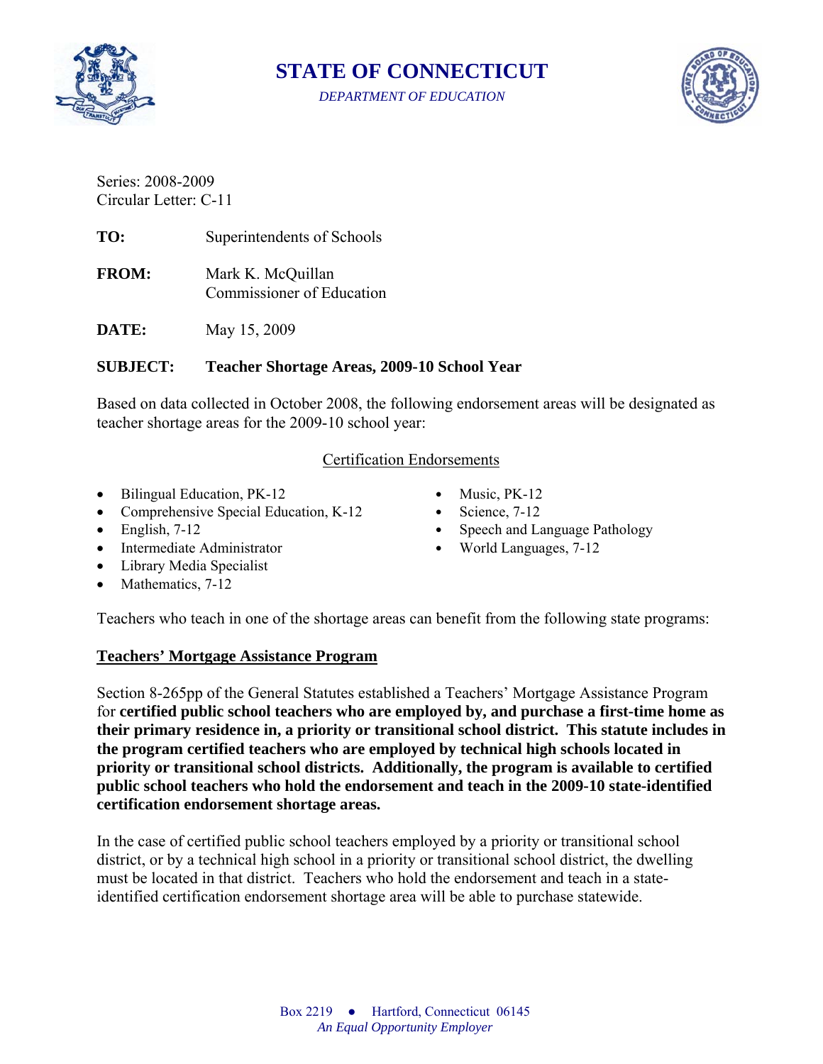# STATE OF CONNECTICUT

*DEPARTMENT OF EDUCATION*

Series: 2008-2009
Circular Letter: C-11

**TO:** Superintendents of Schools

**FROM:** Mark K. McQuillan
Commissioner of Education

**DATE:** May 15, 2009

**SUBJECT: Teacher Shortage Areas, 2009-10 School Year**

Based on data collected in October 2008, the following endorsement areas will be designated as teacher shortage areas for the 2009-10 school year:

Certification Endorsements

- Bilingual Education, PK-12
- Comprehensive Special Education, K-12
- English, 7-12
- Intermediate Administrator
- Library Media Specialist
- Mathematics, 7-12
- Music, PK-12
- Science, 7-12
- Speech and Language Pathology
- World Languages, 7-12

Teachers who teach in one of the shortage areas can benefit from the following state programs:

**Teachers' Mortgage Assistance Program**

Section 8-265pp of the General Statutes established a Teachers' Mortgage Assistance Program for **certified public school teachers who are employed by, and purchase a first-time home as their primary residence in, a priority or transitional school district. This statute includes in the program certified teachers who are employed by technical high schools located in priority or transitional school districts. Additionally, the program is available to certified public school teachers who hold the endorsement and teach in the 2009-10 state-identified certification endorsement shortage areas.**

In the case of certified public school teachers employed by a priority or transitional school district, or by a technical high school in a priority or transitional school district, the dwelling must be located in that district. Teachers who hold the endorsement and teach in a state-identified certification endorsement shortage area will be able to purchase statewide.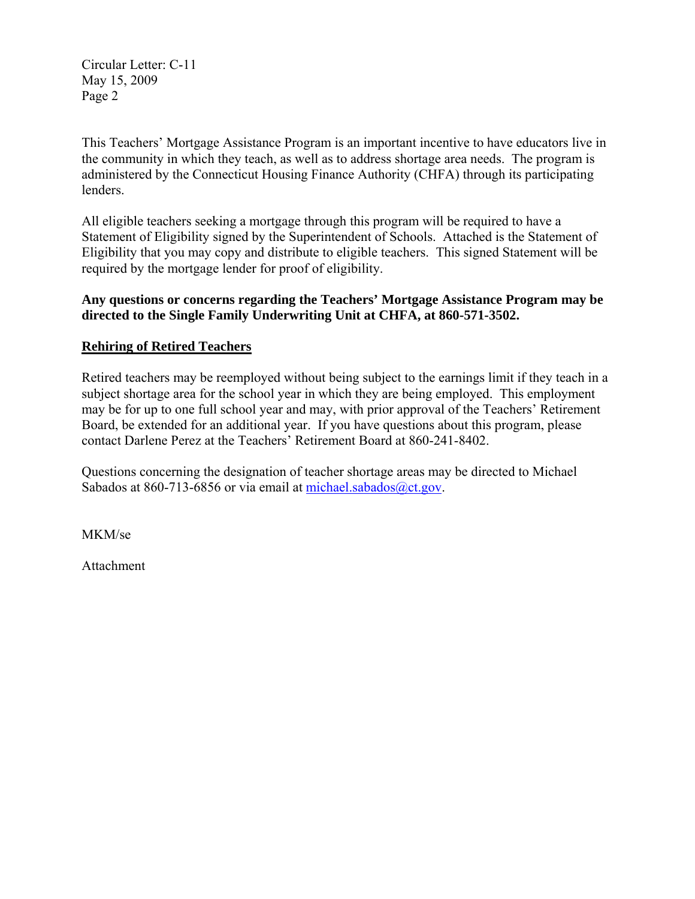This Teachers' Mortgage Assistance Program is an important incentive to have educators live in the community in which they teach, as well as to address shortage area needs. The program is administered by the Connecticut Housing Finance Authority (CHFA) through its participating lenders.

All eligible teachers seeking a mortgage through this program will be required to have a Statement of Eligibility signed by the Superintendent of Schools. Attached is the Statement of Eligibility that you may copy and distribute to eligible teachers. This signed Statement will be required by the mortgage lender for proof of eligibility.

**Any questions or concerns regarding the Teachers' Mortgage Assistance Program may be directed to the Single Family Underwriting Unit at CHFA, at 860-571-3502.**

**<u>Rehiring of Retired Teachers</u>**

Retired teachers may be reemployed without being subject to the earnings limit if they teach in a subject shortage area for the school year in which they are being employed. This employment may be for up to one full school year and may, with prior approval of the Teachers' Retirement Board, be extended for an additional year. If you have questions about this program, please contact Darlene Perez at the Teachers' Retirement Board at 860-241-8402.

Questions concerning the designation of teacher shortage areas may be directed to Michael Sabados at 860-713-6856 or via email at michael.sabados@ct.gov.

MKM/se

Attachment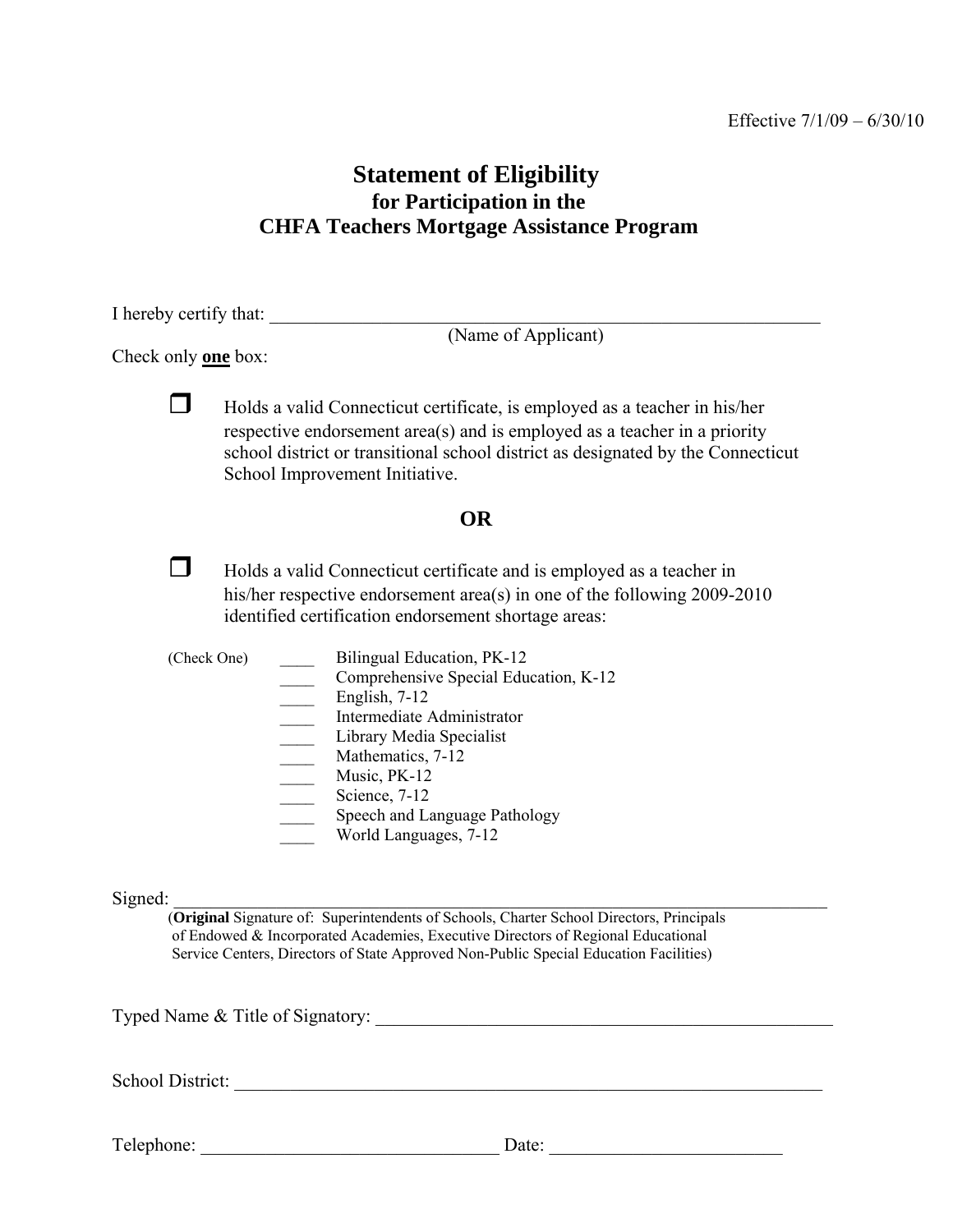Effective 7/1/09 – 6/30/10

# Statement of Eligibility
## for Participation in the
## CHFA Teachers Mortgage Assistance Program

I hereby certify that: ______________________________________________________________
(Name of Applicant)

Check only **one** box:

☐ Holds a valid Connecticut certificate, is employed as a teacher in his/her respective endorsement area(s) and is employed as a teacher in a priority school district or transitional school district as designated by the Connecticut School Improvement Initiative.

**OR**

☐ Holds a valid Connecticut certificate and is employed as a teacher in his/her respective endorsement area(s) in one of the following 2009-2010 identified certification endorsement shortage areas:

(Check One)
- ____ Bilingual Education, PK-12
- ____ Comprehensive Special Education, K-12
- ____ English, 7-12
- ____ Intermediate Administrator
- ____ Library Media Specialist
- ____ Mathematics, 7-12
- ____ Music, PK-12
- ____ Science, 7-12
- ____ Speech and Language Pathology
- ____ World Languages, 7-12

Signed: ______________________________________________________________________
(**Original** Signature of: Superintendents of Schools, Charter School Directors, Principals of Endowed & Incorporated Academies, Executive Directors of Regional Educational Service Centers, Directors of State Approved Non-Public Special Education Facilities)

Typed Name & Title of Signatory: ____________________________________________________

School District: __________________________________________________________________

Telephone: ________________________________ Date: _________________________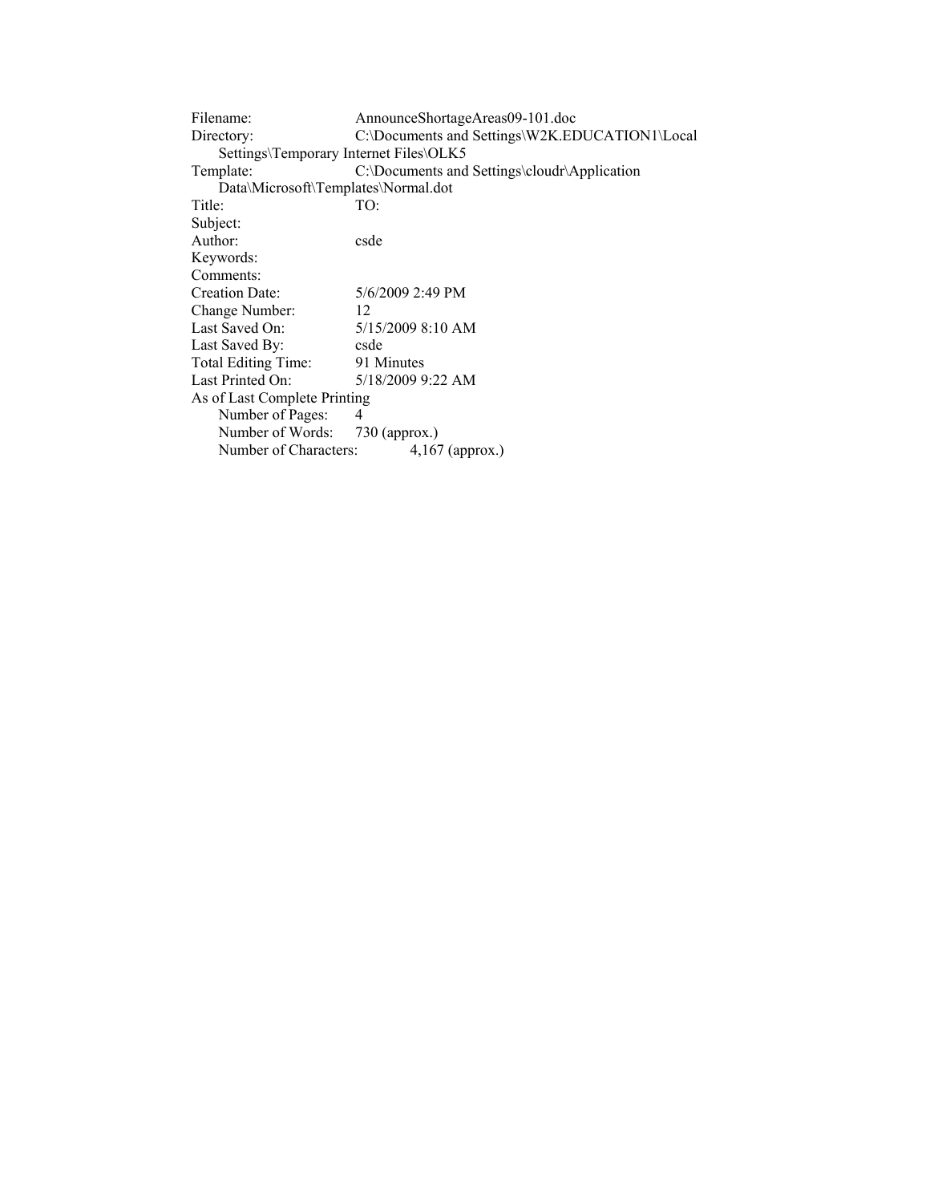Filename: AnnounceShortageAreas09-101.doc
Directory: C:\Documents and Settings\W2K.EDUCATION1\Local Settings\Temporary Internet Files\OLK5
Template: C:\Documents and Settings\cloudr\Application Data\Microsoft\Templates\Normal.dot
Title: TO:
Subject:
Author: csde
Keywords:
Comments:
Creation Date: 5/6/2009 2:49 PM
Change Number: 12
Last Saved On: 5/15/2009 8:10 AM
Last Saved By: csde
Total Editing Time: 91 Minutes
Last Printed On: 5/18/2009 9:22 AM
As of Last Complete Printing
Number of Pages: 4
Number of Words: 730 (approx.)
Number of Characters: 4,167 (approx.)